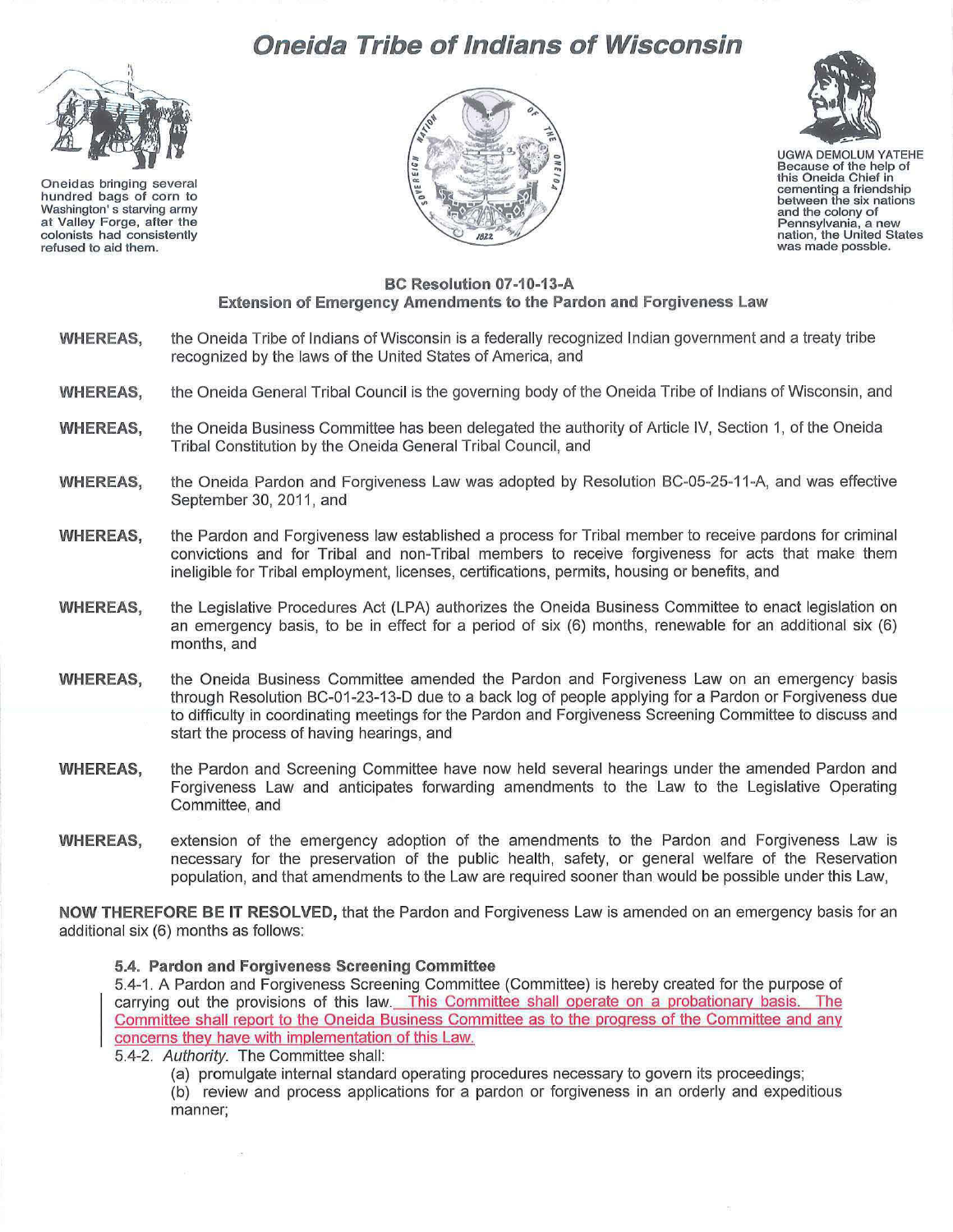# Oneida Tribe of Indians of Wisconsin

Oneidas bringing several hundred bags of corn to Washington's starving army at Valley Forge, after the colonists had consistently refused to aid them.

UGWA DEMOLUM YATEHE Because of the help of this Oneida Chief in cementing a friendship between the six nations and the colony of Pennsylvania, a new nation, the United States was made possble.

**BC Resolution 07-10-13-A**
**Extension of Emergency Amendments to the Pardon and Forgiveness Law**

**WHEREAS,** the Oneida Tribe of Indians of Wisconsin is a federally recognized Indian government and a treaty tribe recognized by the laws of the United States of America, and

**WHEREAS,** the Oneida General Tribal Council is the governing body of the Oneida Tribe of Indians of Wisconsin, and

**WHEREAS,** the Oneida Business Committee has been delegated the authority of Article IV, Section 1, of the Oneida Tribal Constitution by the Oneida General Tribal Council, and

**WHEREAS,** the Oneida Pardon and Forgiveness Law was adopted by Resolution BC-05-25-11-A, and was effective September 30, 2011, and

**WHEREAS,** the Pardon and Forgiveness law established a process for Tribal member to receive pardons for criminal convictions and for Tribal and non-Tribal members to receive forgiveness for acts that make them ineligible for Tribal employment, licenses, certifications, permits, housing or benefits, and

**WHEREAS,** the Legislative Procedures Act (LPA) authorizes the Oneida Business Committee to enact legislation on an emergency basis, to be in effect for a period of six (6) months, renewable for an additional six (6) months, and

**WHEREAS,** the Oneida Business Committee amended the Pardon and Forgiveness Law on an emergency basis through Resolution BC-01-23-13-D due to a back log of people applying for a Pardon or Forgiveness due to difficulty in coordinating meetings for the Pardon and Forgiveness Screening Committee to discuss and start the process of having hearings, and

**WHEREAS,** the Pardon and Screening Committee have now held several hearings under the amended Pardon and Forgiveness Law and anticipates forwarding amendments to the Law to the Legislative Operating Committee, and

**WHEREAS,** extension of the emergency adoption of the amendments to the Pardon and Forgiveness Law is necessary for the preservation of the public health, safety, or general welfare of the Reservation population, and that amendments to the Law are required sooner than would be possible under this Law,

**NOW THEREFORE BE IT RESOLVED,** that the Pardon and Forgiveness Law is amended on an emergency basis for an additional six (6) months as follows:

**5.4. Pardon and Forgiveness Screening Committee**

5.4-1. A Pardon and Forgiveness Screening Committee (Committee) is hereby created for the purpose of carrying out the provisions of this law. This Committee shall operate on a probationary basis. The Committee shall report to the Oneida Business Committee as to the progress of the Committee and any concerns they have with implementation of this Law.

5.4-2. *Authority*. The Committee shall:

(a) promulgate internal standard operating procedures necessary to govern its proceedings;

(b) review and process applications for a pardon or forgiveness in an orderly and expeditious manner;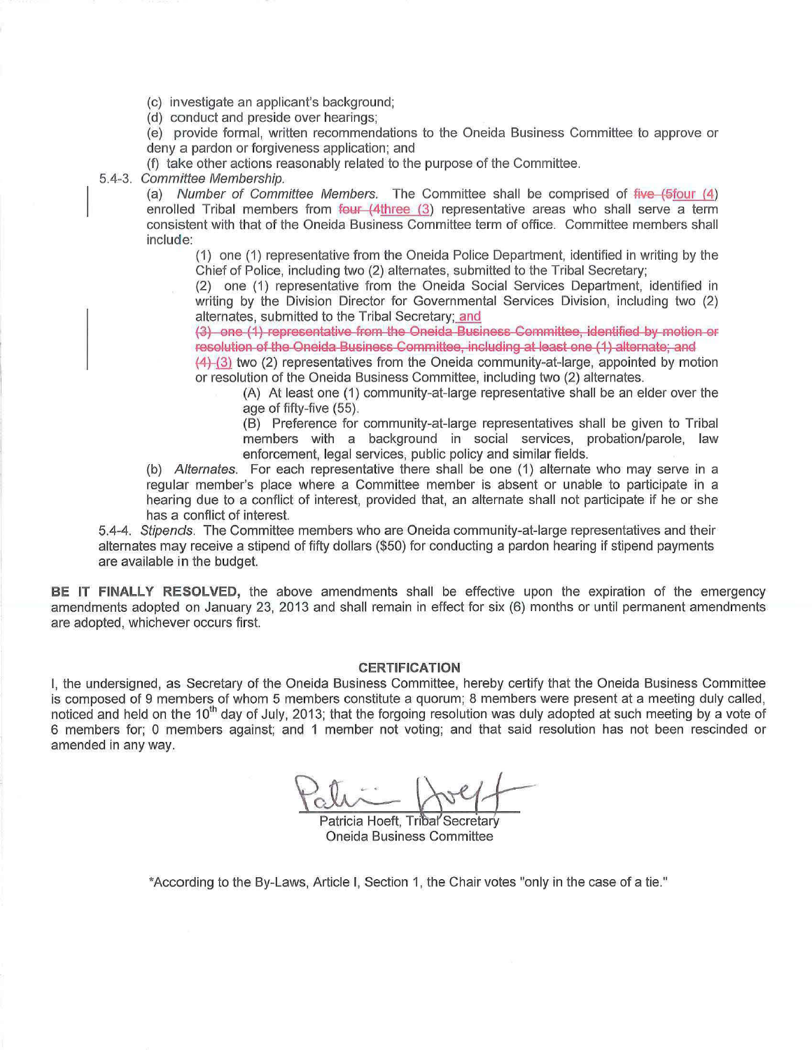(c) investigate an applicant's background;

(d) conduct and preside over hearings;

(e) provide formal, written recommendations to the Oneida Business Committee to approve or deny a pardon or forgiveness application; and

(f) take other actions reasonably related to the purpose of the Committee.

5.4-3. *Committee Membership.*

(a) *Number of Committee Members.* The Committee shall be comprised of ~~five (5~~four (4) enrolled Tribal members from ~~four (4~~three (3) representative areas who shall serve a term consistent with that of the Oneida Business Committee term of office. Committee members shall include:

(1) one (1) representative from the Oneida Police Department, identified in writing by the Chief of Police, including two (2) alternates, submitted to the Tribal Secretary;

(2) one (1) representative from the Oneida Social Services Department, identified in writing by the Division Director for Governmental Services Division, including two (2) alternates, submitted to the Tribal Secretary; and

~~(3) one (1) representative from the Oneida Business Committee, identified by motion or resolution of the Oneida Business Committee, including at least one (1) alternate; and~~

~~(4)~~ (3) two (2) representatives from the Oneida community-at-large, appointed by motion or resolution of the Oneida Business Committee, including two (2) alternates.

(A) At least one (1) community-at-large representative shall be an elder over the age of fifty-five (55).

(B) Preference for community-at-large representatives shall be given to Tribal members with a background in social services, probation/parole, law enforcement, legal services, public policy and similar fields.

(b) *Alternates.* For each representative there shall be one (1) alternate who may serve in a regular member's place where a Committee member is absent or unable to participate in a hearing due to a conflict of interest, provided that, an alternate shall not participate if he or she has a conflict of interest.

5.4-4. *Stipends.* The Committee members who are Oneida community-at-large representatives and their alternates may receive a stipend of fifty dollars ($50) for conducting a pardon hearing if stipend payments are available in the budget.

**BE IT FINALLY RESOLVED,** the above amendments shall be effective upon the expiration of the emergency amendments adopted on January 23, 2013 and shall remain in effect for six (6) months or until permanent amendments are adopted, whichever occurs first.

## CERTIFICATION

I, the undersigned, as Secretary of the Oneida Business Committee, hereby certify that the Oneida Business Committee is composed of 9 members of whom 5 members constitute a quorum; 8 members were present at a meeting duly called, noticed and held on the 10th day of July, 2013; that the forgoing resolution was duly adopted at such meeting by a vote of 6 members for; 0 members against; and 1 member not voting; and that said resolution has not been rescinded or amended in any way.

Patricia Hoeft, Tribal Secretary
Oneida Business Committee

*According to the By-Laws, Article I, Section 1, the Chair votes "only in the case of a tie."